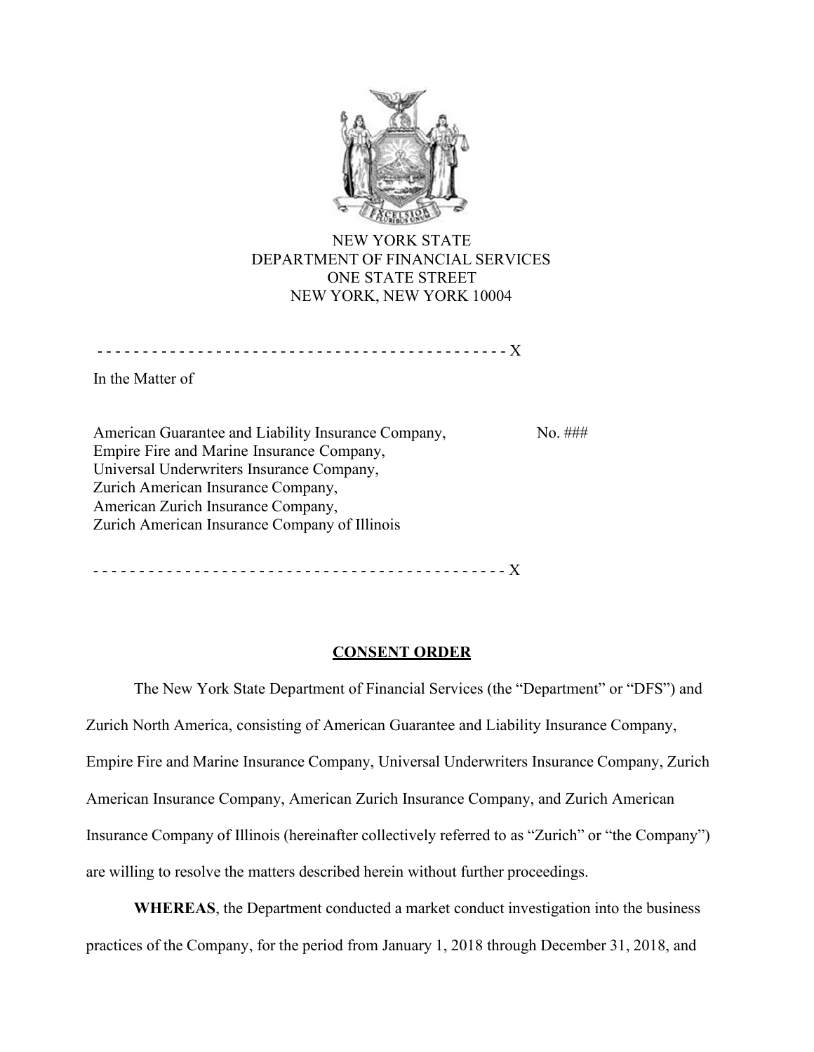NEW YORK STATE
DEPARTMENT OF FINANCIAL SERVICES
ONE STATE STREET
NEW YORK, NEW YORK 10004

- - - - - - - - - - - - - - - - - - - - - - - - - - - - - - - - - - - - - - - - - - - - - X

In the Matter of

American Guarantee and Liability Insurance Company, No. ###
Empire Fire and Marine Insurance Company,
Universal Underwriters Insurance Company,
Zurich American Insurance Company,
American Zurich Insurance Company,
Zurich American Insurance Company of Illinois

- - - - - - - - - - - - - - - - - - - - - - - - - - - - - - - - - - - - - - - - - - - - - X

## CONSENT ORDER

The New York State Department of Financial Services (the "Department" or "DFS") and Zurich North America, consisting of American Guarantee and Liability Insurance Company, Empire Fire and Marine Insurance Company, Universal Underwriters Insurance Company, Zurich American Insurance Company, American Zurich Insurance Company, and Zurich American Insurance Company of Illinois (hereinafter collectively referred to as "Zurich" or "the Company") are willing to resolve the matters described herein without further proceedings.

**WHEREAS**, the Department conducted a market conduct investigation into the business practices of the Company, for the period from January 1, 2018 through December 31, 2018, and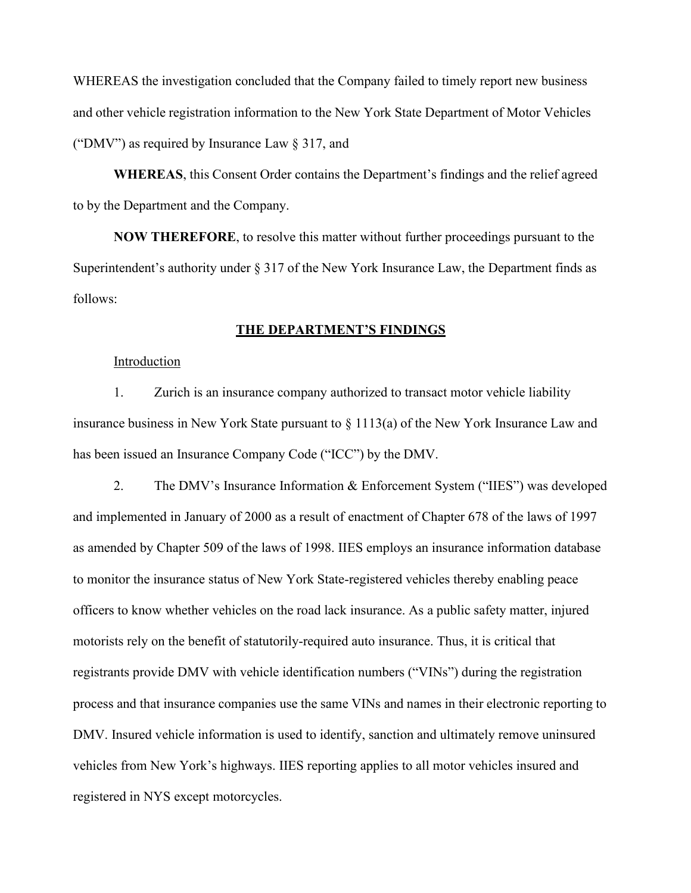WHEREAS the investigation concluded that the Company failed to timely report new business and other vehicle registration information to the New York State Department of Motor Vehicles ("DMV") as required by Insurance Law § 317, and

**WHEREAS**, this Consent Order contains the Department's findings and the relief agreed to by the Department and the Company.

**NOW THEREFORE**, to resolve this matter without further proceedings pursuant to the Superintendent's authority under § 317 of the New York Insurance Law, the Department finds as follows:

## THE DEPARTMENT'S FINDINGS

Introduction

1. Zurich is an insurance company authorized to transact motor vehicle liability insurance business in New York State pursuant to § 1113(a) of the New York Insurance Law and has been issued an Insurance Company Code ("ICC") by the DMV.

2. The DMV's Insurance Information & Enforcement System ("IIES") was developed and implemented in January of 2000 as a result of enactment of Chapter 678 of the laws of 1997 as amended by Chapter 509 of the laws of 1998. IIES employs an insurance information database to monitor the insurance status of New York State-registered vehicles thereby enabling peace officers to know whether vehicles on the road lack insurance. As a public safety matter, injured motorists rely on the benefit of statutorily-required auto insurance. Thus, it is critical that registrants provide DMV with vehicle identification numbers ("VINs") during the registration process and that insurance companies use the same VINs and names in their electronic reporting to DMV. Insured vehicle information is used to identify, sanction and ultimately remove uninsured vehicles from New York's highways. IIES reporting applies to all motor vehicles insured and registered in NYS except motorcycles.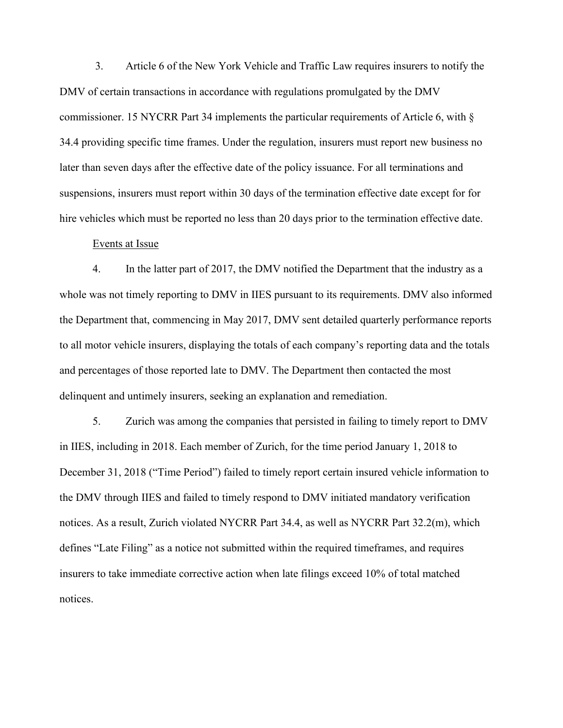3. Article 6 of the New York Vehicle and Traffic Law requires insurers to notify the DMV of certain transactions in accordance with regulations promulgated by the DMV commissioner. 15 NYCRR Part 34 implements the particular requirements of Article 6, with § 34.4 providing specific time frames. Under the regulation, insurers must report new business no later than seven days after the effective date of the policy issuance. For all terminations and suspensions, insurers must report within 30 days of the termination effective date except for for hire vehicles which must be reported no less than 20 days prior to the termination effective date.

<u>Events at Issue</u>

4. In the latter part of 2017, the DMV notified the Department that the industry as a whole was not timely reporting to DMV in IIES pursuant to its requirements. DMV also informed the Department that, commencing in May 2017, DMV sent detailed quarterly performance reports to all motor vehicle insurers, displaying the totals of each company's reporting data and the totals and percentages of those reported late to DMV. The Department then contacted the most delinquent and untimely insurers, seeking an explanation and remediation.

5. Zurich was among the companies that persisted in failing to timely report to DMV in IIES, including in 2018. Each member of Zurich, for the time period January 1, 2018 to December 31, 2018 ("Time Period") failed to timely report certain insured vehicle information to the DMV through IIES and failed to timely respond to DMV initiated mandatory verification notices. As a result, Zurich violated NYCRR Part 34.4, as well as NYCRR Part 32.2(m), which defines "Late Filing" as a notice not submitted within the required timeframes, and requires insurers to take immediate corrective action when late filings exceed 10% of total matched notices.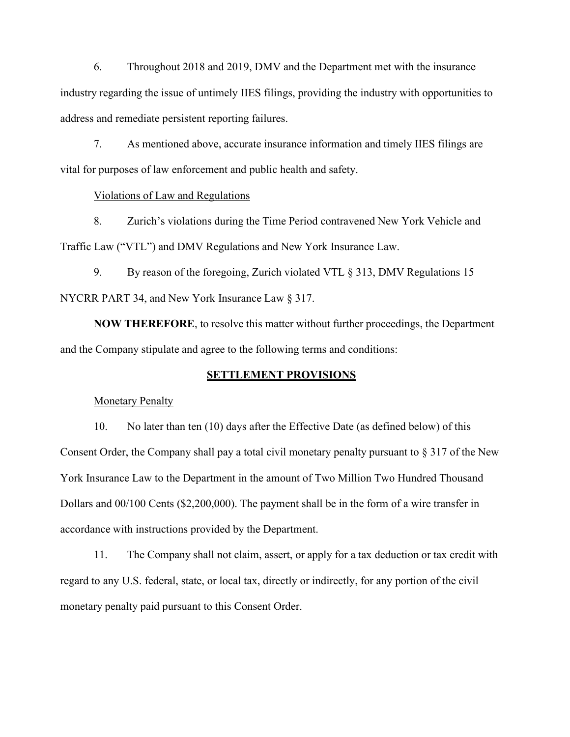6. Throughout 2018 and 2019, DMV and the Department met with the insurance industry regarding the issue of untimely IIES filings, providing the industry with opportunities to address and remediate persistent reporting failures.

7. As mentioned above, accurate insurance information and timely IIES filings are vital for purposes of law enforcement and public health and safety.

<u>Violations of Law and Regulations</u>

8. Zurich's violations during the Time Period contravened New York Vehicle and Traffic Law ("VTL") and DMV Regulations and New York Insurance Law.

9. By reason of the foregoing, Zurich violated VTL § 313, DMV Regulations 15 NYCRR PART 34, and New York Insurance Law § 317.

**NOW THEREFORE**, to resolve this matter without further proceedings, the Department and the Company stipulate and agree to the following terms and conditions:

## SETTLEMENT PROVISIONS

<u>Monetary Penalty</u>

10. No later than ten (10) days after the Effective Date (as defined below) of this Consent Order, the Company shall pay a total civil monetary penalty pursuant to § 317 of the New York Insurance Law to the Department in the amount of Two Million Two Hundred Thousand Dollars and 00/100 Cents ($2,200,000). The payment shall be in the form of a wire transfer in accordance with instructions provided by the Department.

11. The Company shall not claim, assert, or apply for a tax deduction or tax credit with regard to any U.S. federal, state, or local tax, directly or indirectly, for any portion of the civil monetary penalty paid pursuant to this Consent Order.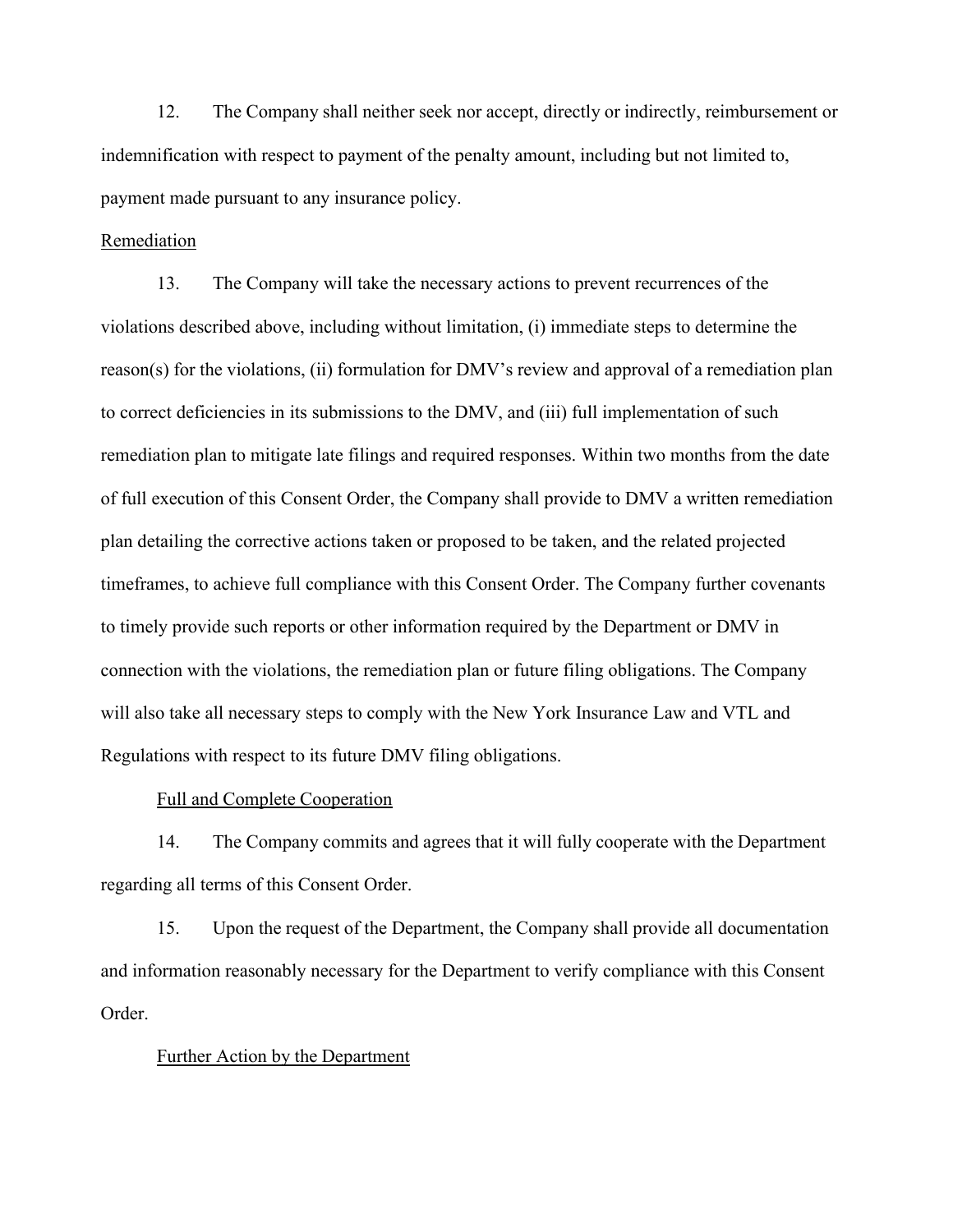12. The Company shall neither seek nor accept, directly or indirectly, reimbursement or indemnification with respect to payment of the penalty amount, including but not limited to, payment made pursuant to any insurance policy.

Remediation

13. The Company will take the necessary actions to prevent recurrences of the violations described above, including without limitation, (i) immediate steps to determine the reason(s) for the violations, (ii) formulation for DMV's review and approval of a remediation plan to correct deficiencies in its submissions to the DMV, and (iii) full implementation of such remediation plan to mitigate late filings and required responses. Within two months from the date of full execution of this Consent Order, the Company shall provide to DMV a written remediation plan detailing the corrective actions taken or proposed to be taken, and the related projected timeframes, to achieve full compliance with this Consent Order. The Company further covenants to timely provide such reports or other information required by the Department or DMV in connection with the violations, the remediation plan or future filing obligations. The Company will also take all necessary steps to comply with the New York Insurance Law and VTL and Regulations with respect to its future DMV filing obligations.

Full and Complete Cooperation

14. The Company commits and agrees that it will fully cooperate with the Department regarding all terms of this Consent Order.

15. Upon the request of the Department, the Company shall provide all documentation and information reasonably necessary for the Department to verify compliance with this Consent Order.

Further Action by the Department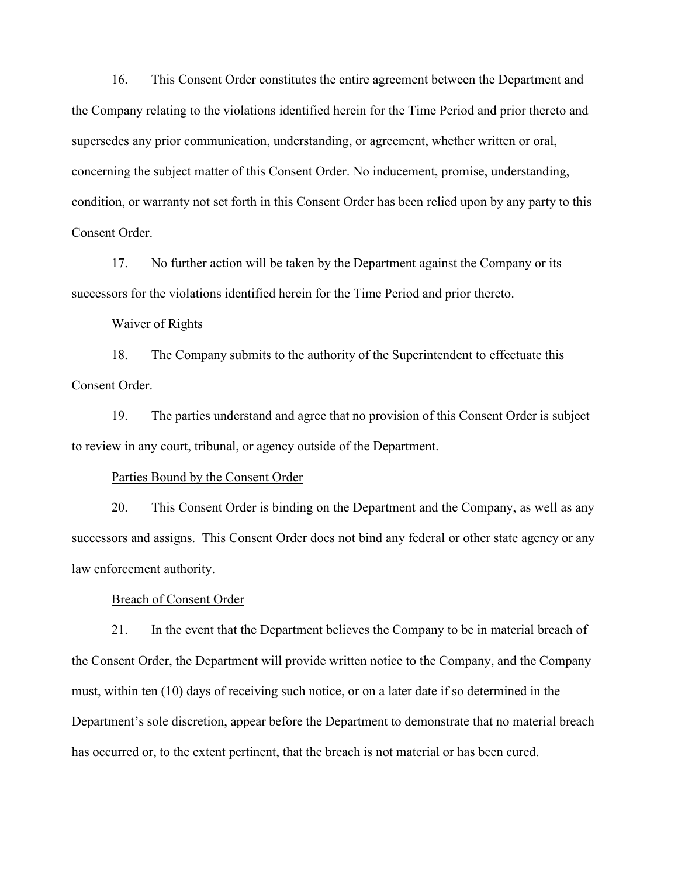16. This Consent Order constitutes the entire agreement between the Department and the Company relating to the violations identified herein for the Time Period and prior thereto and supersedes any prior communication, understanding, or agreement, whether written or oral, concerning the subject matter of this Consent Order. No inducement, promise, understanding, condition, or warranty not set forth in this Consent Order has been relied upon by any party to this Consent Order.

17. No further action will be taken by the Department against the Company or its successors for the violations identified herein for the Time Period and prior thereto.

<u>Waiver of Rights</u>

18. The Company submits to the authority of the Superintendent to effectuate this Consent Order.

19. The parties understand and agree that no provision of this Consent Order is subject to review in any court, tribunal, or agency outside of the Department.

<u>Parties Bound by the Consent Order</u>

20. This Consent Order is binding on the Department and the Company, as well as any successors and assigns. This Consent Order does not bind any federal or other state agency or any law enforcement authority.

<u>Breach of Consent Order</u>

21. In the event that the Department believes the Company to be in material breach of the Consent Order, the Department will provide written notice to the Company, and the Company must, within ten (10) days of receiving such notice, or on a later date if so determined in the Department's sole discretion, appear before the Department to demonstrate that no material breach has occurred or, to the extent pertinent, that the breach is not material or has been cured.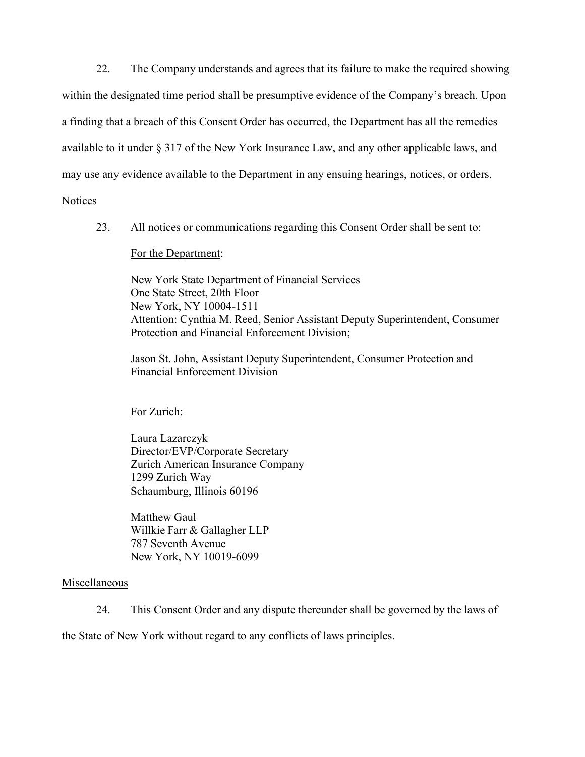22. The Company understands and agrees that its failure to make the required showing within the designated time period shall be presumptive evidence of the Company's breach. Upon a finding that a breach of this Consent Order has occurred, the Department has all the remedies available to it under § 317 of the New York Insurance Law, and any other applicable laws, and may use any evidence available to the Department in any ensuing hearings, notices, or orders.

Notices

23. All notices or communications regarding this Consent Order shall be sent to:

For the Department:

New York State Department of Financial Services
One State Street, 20th Floor
New York, NY 10004-1511
Attention: Cynthia M. Reed, Senior Assistant Deputy Superintendent, Consumer Protection and Financial Enforcement Division;

Jason St. John, Assistant Deputy Superintendent, Consumer Protection and Financial Enforcement Division

For Zurich:

Laura Lazarczyk
Director/EVP/Corporate Secretary
Zurich American Insurance Company
1299 Zurich Way
Schaumburg, Illinois 60196

Matthew Gaul
Willkie Farr & Gallagher LLP
787 Seventh Avenue
New York, NY 10019-6099

Miscellaneous

24. This Consent Order and any dispute thereunder shall be governed by the laws of the State of New York without regard to any conflicts of laws principles.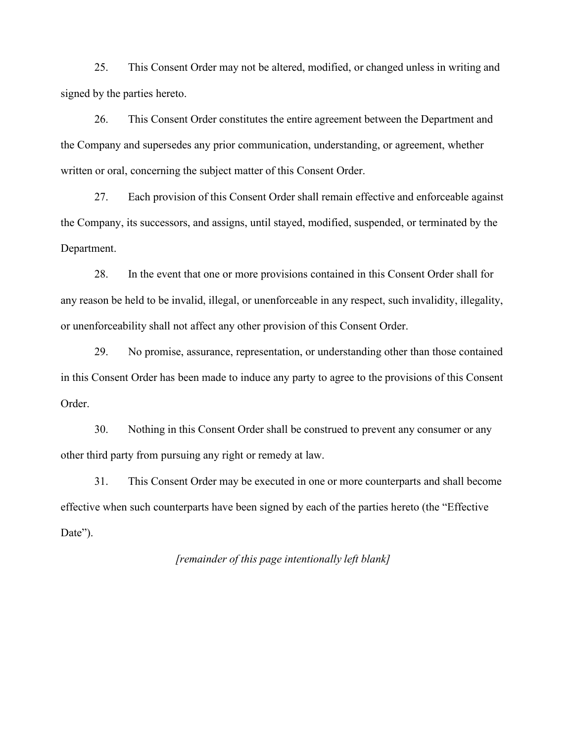25. This Consent Order may not be altered, modified, or changed unless in writing and signed by the parties hereto.

26. This Consent Order constitutes the entire agreement between the Department and the Company and supersedes any prior communication, understanding, or agreement, whether written or oral, concerning the subject matter of this Consent Order.

27. Each provision of this Consent Order shall remain effective and enforceable against the Company, its successors, and assigns, until stayed, modified, suspended, or terminated by the Department.

28. In the event that one or more provisions contained in this Consent Order shall for any reason be held to be invalid, illegal, or unenforceable in any respect, such invalidity, illegality, or unenforceability shall not affect any other provision of this Consent Order.

29. No promise, assurance, representation, or understanding other than those contained in this Consent Order has been made to induce any party to agree to the provisions of this Consent Order.

30. Nothing in this Consent Order shall be construed to prevent any consumer or any other third party from pursuing any right or remedy at law.

31. This Consent Order may be executed in one or more counterparts and shall become effective when such counterparts have been signed by each of the parties hereto (the "Effective Date").

*[remainder of this page intentionally left blank]*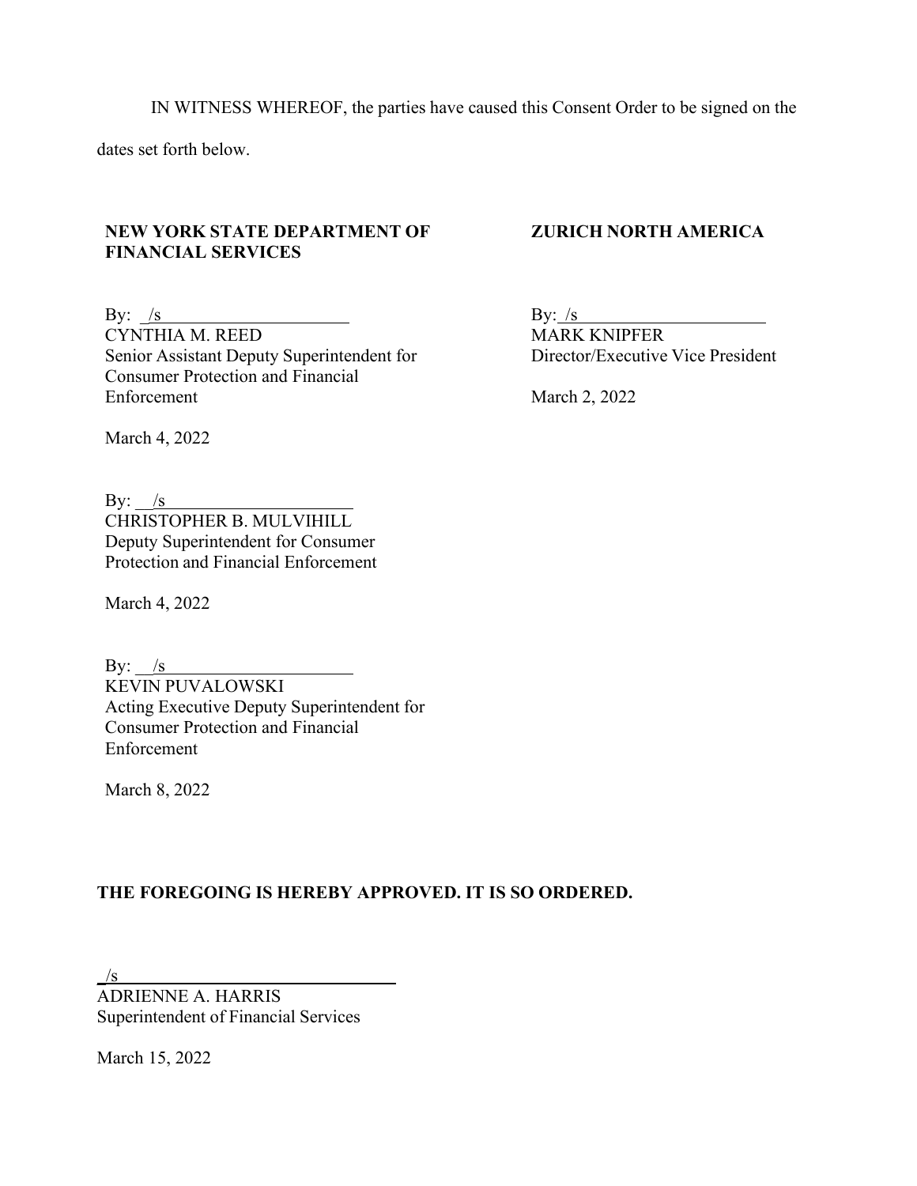IN WITNESS WHEREOF, the parties have caused this Consent Order to be signed on the dates set forth below.

**NEW YORK STATE DEPARTMENT OF FINANCIAL SERVICES**

By: /s
CYNTHIA M. REED
Senior Assistant Deputy Superintendent for Consumer Protection and Financial Enforcement

March 4, 2022

By: /s
CHRISTOPHER B. MULVIHILL
Deputy Superintendent for Consumer Protection and Financial Enforcement

March 4, 2022

By: /s
KEVIN PUVALOWSKI
Acting Executive Deputy Superintendent for Consumer Protection and Financial Enforcement

March 8, 2022

**ZURICH NORTH AMERICA**

By: /s
MARK KNIPFER
Director/Executive Vice President

March 2, 2022

**THE FOREGOING IS HEREBY APPROVED. IT IS SO ORDERED.**

/s
ADRIENNE A. HARRIS
Superintendent of Financial Services

March 15, 2022